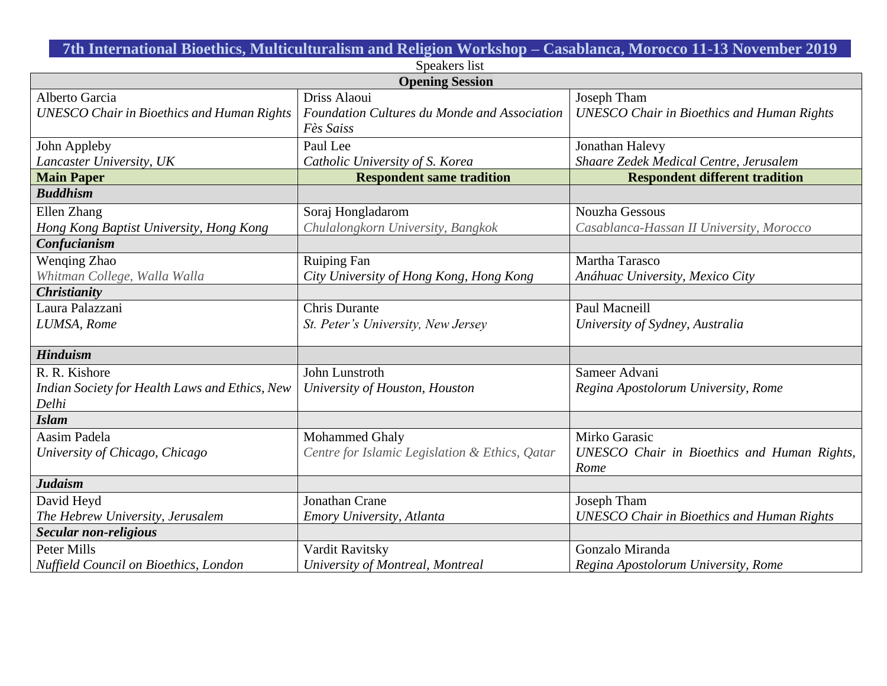# 7th International Bioethics, Multiculturalism and Religion Workshop – Casablanca, Morocco 11-13 November 2019

Speakers list

| **Opening Session** | | |
|---|---|---|
| Alberto Garcia<br>*UNESCO Chair in Bioethics and Human Rights* | Driss Alaoui<br>*Foundation Cultures du Monde and Association Fès Saiss* | Joseph Tham<br>*UNESCO Chair in Bioethics and Human Rights* |
| John Appleby<br>*Lancaster University, UK* | Paul Lee<br>*Catholic University of S. Korea* | Jonathan Halevy<br>*Shaare Zedek Medical Centre, Jerusalem* |
| **Main Paper** | **Respondent same tradition** | **Respondent different tradition** |
| ***Buddhism*** | | |
| Ellen Zhang<br>*Hong Kong Baptist University, Hong Kong* | Soraj Hongladarom<br>*Chulalongkorn University, Bangkok* | Nouzha Gessous<br>*Casablanca-Hassan II University, Morocco* |
| ***Confucianism*** | | |
| Wenqing Zhao<br>*Whitman College, Walla Walla* | Ruiping Fan<br>*City University of Hong Kong, Hong Kong* | Martha Tarasco<br>*Anáhuac University, Mexico City* |
| ***Christianity*** | | |
| Laura Palazzani<br>*LUMSA, Rome* | Chris Durante<br>*St. Peter's University, New Jersey* | Paul Macneill<br>*University of Sydney, Australia* |
| ***Hinduism*** | | |
| R. R. Kishore<br>*Indian Society for Health Laws and Ethics, New Delhi* | John Lunstroth<br>*University of Houston, Houston* | Sameer Advani<br>*Regina Apostolorum University, Rome* |
| ***Islam*** | | |
| Aasim Padela<br>*University of Chicago, Chicago* | Mohammed Ghaly<br>*Centre for Islamic Legislation & Ethics, Qatar* | Mirko Garasic<br>*UNESCO Chair in Bioethics and Human Rights, Rome* |
| ***Judaism*** | | |
| David Heyd<br>*The Hebrew University, Jerusalem* | Jonathan Crane<br>*Emory University, Atlanta* | Joseph Tham<br>*UNESCO Chair in Bioethics and Human Rights* |
| ***Secular non-religious*** | | |
| Peter Mills<br>*Nuffield Council on Bioethics, London* | Vardit Ravitsky<br>*University of Montreal, Montreal* | Gonzalo Miranda<br>*Regina Apostolorum University, Rome* |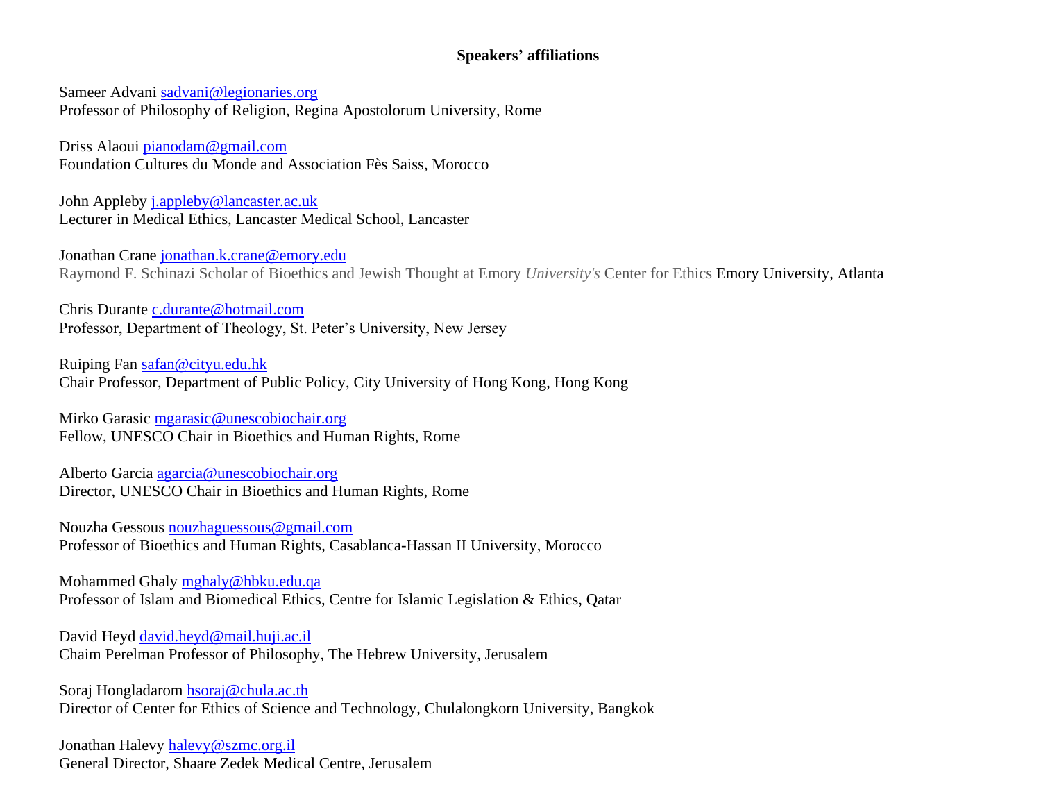# Speakers' affiliations

Sameer Advani sadvani@legionaries.org
Professor of Philosophy of Religion, Regina Apostolorum University, Rome

Driss Alaoui pianodam@gmail.com
Foundation Cultures du Monde and Association Fès Saiss, Morocco

John Appleby j.appleby@lancaster.ac.uk
Lecturer in Medical Ethics, Lancaster Medical School, Lancaster

Jonathan Crane jonathan.k.crane@emory.edu
Raymond F. Schinazi Scholar of Bioethics and Jewish Thought at Emory *University's* Center for Ethics Emory University, Atlanta

Chris Durante c.durante@hotmail.com
Professor, Department of Theology, St. Peter's University, New Jersey

Ruiping Fan safan@cityu.edu.hk
Chair Professor, Department of Public Policy, City University of Hong Kong, Hong Kong

Mirko Garasic mgarasic@unescobiochair.org
Fellow, UNESCO Chair in Bioethics and Human Rights, Rome

Alberto Garcia agarcia@unescobiochair.org
Director, UNESCO Chair in Bioethics and Human Rights, Rome

Nouzha Gessous nouzhaguessous@gmail.com
Professor of Bioethics and Human Rights, Casablanca-Hassan II University, Morocco

Mohammed Ghaly mghaly@hbku.edu.qa
Professor of Islam and Biomedical Ethics, Centre for Islamic Legislation & Ethics, Qatar

David Heyd david.heyd@mail.huji.ac.il
Chaim Perelman Professor of Philosophy, The Hebrew University, Jerusalem

Soraj Hongladarom hsoraj@chula.ac.th
Director of Center for Ethics of Science and Technology, Chulalongkorn University, Bangkok

Jonathan Halevy halevy@szmc.org.il
General Director, Shaare Zedek Medical Centre, Jerusalem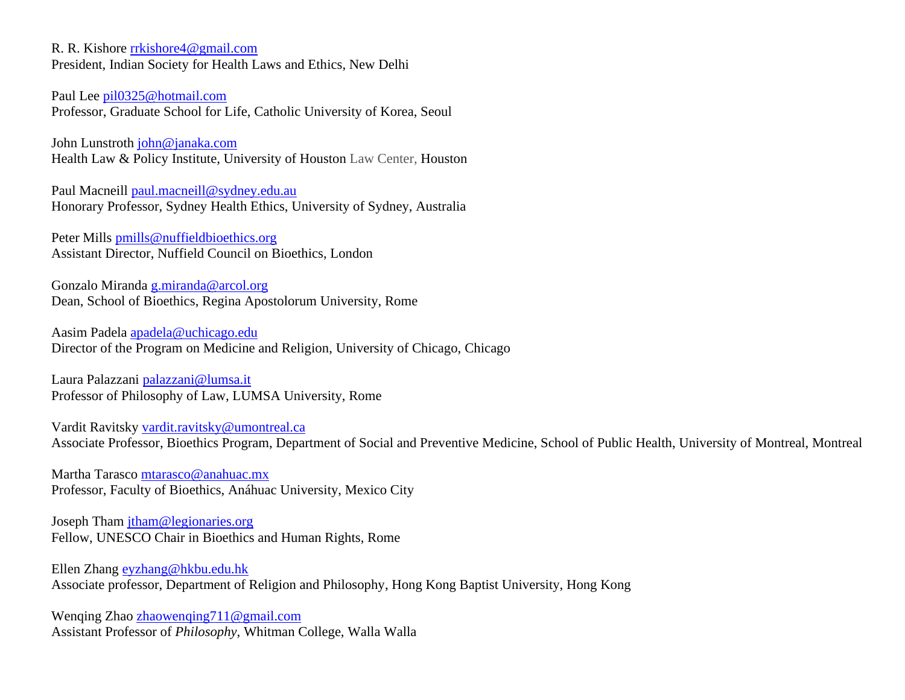R. R. Kishore rrkishore4@gmail.com
President, Indian Society for Health Laws and Ethics, New Delhi

Paul Lee pil0325@hotmail.com
Professor, Graduate School for Life, Catholic University of Korea, Seoul

John Lunstroth john@janaka.com
Health Law & Policy Institute, University of Houston Law Center, Houston

Paul Macneill paul.macneill@sydney.edu.au
Honorary Professor, Sydney Health Ethics, University of Sydney, Australia

Peter Mills pmills@nuffieldbioethics.org
Assistant Director, Nuffield Council on Bioethics, London

Gonzalo Miranda g.miranda@arcol.org
Dean, School of Bioethics, Regina Apostolorum University, Rome

Aasim Padela apadela@uchicago.edu
Director of the Program on Medicine and Religion, University of Chicago, Chicago

Laura Palazzani palazzani@lumsa.it
Professor of Philosophy of Law, LUMSA University, Rome

Vardit Ravitsky vardit.ravitsky@umontreal.ca
Associate Professor, Bioethics Program, Department of Social and Preventive Medicine, School of Public Health, University of Montreal, Montreal

Martha Tarasco mtarasco@anahuac.mx
Professor, Faculty of Bioethics, Anáhuac University, Mexico City

Joseph Tham jtham@legionaries.org
Fellow, UNESCO Chair in Bioethics and Human Rights, Rome

Ellen Zhang eyzhang@hkbu.edu.hk
Associate professor, Department of Religion and Philosophy, Hong Kong Baptist University, Hong Kong

Wenqing Zhao zhaowenqing711@gmail.com
Assistant Professor of *Philosophy*, Whitman College, Walla Walla